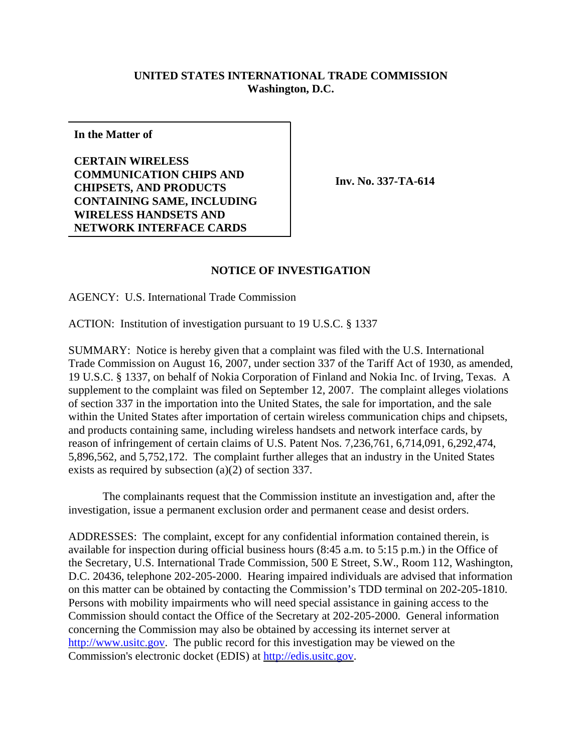**UNITED STATES INTERNATIONAL TRADE COMMISSION**
**Washington, D.C.**

| **In the Matter of**<br><br>**CERTAIN WIRELESS COMMUNICATION CHIPS AND CHIPSETS, AND PRODUCTS CONTAINING SAME, INCLUDING WIRELESS HANDSETS AND NETWORK INTERFACE CARDS** | **Inv. No. 337-TA-614** |
|---|---|

**NOTICE OF INVESTIGATION**

AGENCY: U.S. International Trade Commission

ACTION: Institution of investigation pursuant to 19 U.S.C. § 1337

SUMMARY: Notice is hereby given that a complaint was filed with the U.S. International Trade Commission on August 16, 2007, under section 337 of the Tariff Act of 1930, as amended, 19 U.S.C. § 1337, on behalf of Nokia Corporation of Finland and Nokia Inc. of Irving, Texas. A supplement to the complaint was filed on September 12, 2007. The complaint alleges violations of section 337 in the importation into the United States, the sale for importation, and the sale within the United States after importation of certain wireless communication chips and chipsets, and products containing same, including wireless handsets and network interface cards, by reason of infringement of certain claims of U.S. Patent Nos. 7,236,761, 6,714,091, 6,292,474, 5,896,562, and 5,752,172. The complaint further alleges that an industry in the United States exists as required by subsection (a)(2) of section 337.

The complainants request that the Commission institute an investigation and, after the investigation, issue a permanent exclusion order and permanent cease and desist orders.

ADDRESSES: The complaint, except for any confidential information contained therein, is available for inspection during official business hours (8:45 a.m. to 5:15 p.m.) in the Office of the Secretary, U.S. International Trade Commission, 500 E Street, S.W., Room 112, Washington, D.C. 20436, telephone 202-205-2000. Hearing impaired individuals are advised that information on this matter can be obtained by contacting the Commission's TDD terminal on 202-205-1810. Persons with mobility impairments who will need special assistance in gaining access to the Commission should contact the Office of the Secretary at 202-205-2000. General information concerning the Commission may also be obtained by accessing its internet server at http://www.usitc.gov. The public record for this investigation may be viewed on the Commission's electronic docket (EDIS) at http://edis.usitc.gov.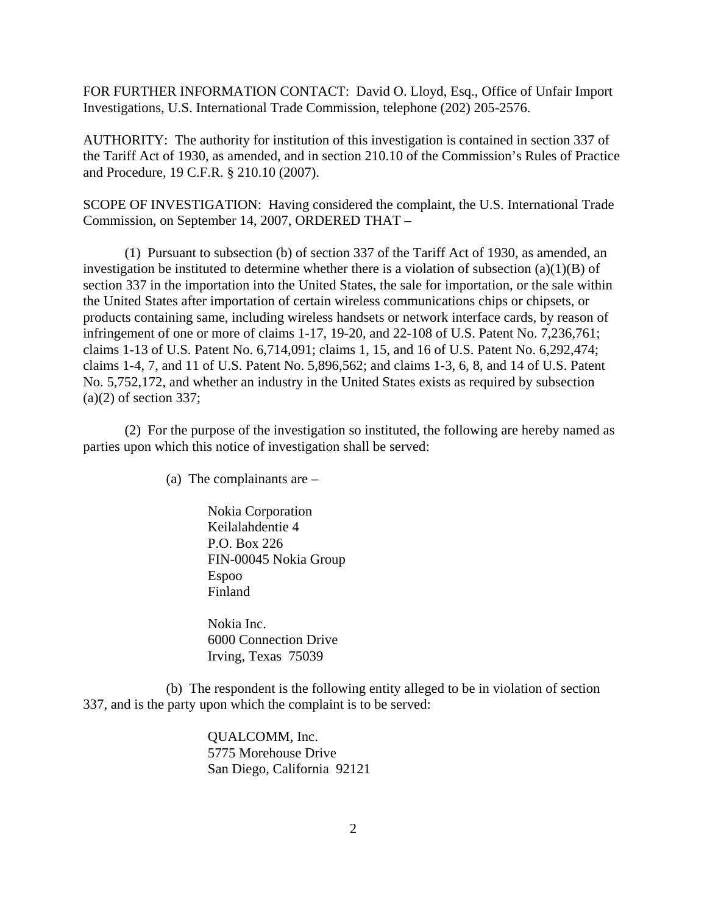FOR FURTHER INFORMATION CONTACT: David O. Lloyd, Esq., Office of Unfair Import Investigations, U.S. International Trade Commission, telephone (202) 205-2576.

AUTHORITY: The authority for institution of this investigation is contained in section 337 of the Tariff Act of 1930, as amended, and in section 210.10 of the Commission's Rules of Practice and Procedure, 19 C.F.R. § 210.10 (2007).

SCOPE OF INVESTIGATION: Having considered the complaint, the U.S. International Trade Commission, on September 14, 2007, ORDERED THAT –

(1) Pursuant to subsection (b) of section 337 of the Tariff Act of 1930, as amended, an investigation be instituted to determine whether there is a violation of subsection (a)(1)(B) of section 337 in the importation into the United States, the sale for importation, or the sale within the United States after importation of certain wireless communications chips or chipsets, or products containing same, including wireless handsets or network interface cards, by reason of infringement of one or more of claims 1-17, 19-20, and 22-108 of U.S. Patent No. 7,236,761; claims 1-13 of U.S. Patent No. 6,714,091; claims 1, 15, and 16 of U.S. Patent No. 6,292,474; claims 1-4, 7, and 11 of U.S. Patent No. 5,896,562; and claims 1-3, 6, 8, and 14 of U.S. Patent No. 5,752,172, and whether an industry in the United States exists as required by subsection (a)(2) of section 337;

(2) For the purpose of the investigation so instituted, the following are hereby named as parties upon which this notice of investigation shall be served:

(a) The complainants are –

Nokia Corporation
Keilalahdentie 4
P.O. Box 226
FIN-00045 Nokia Group
Espoo
Finland

Nokia Inc.
6000 Connection Drive
Irving, Texas 75039

(b) The respondent is the following entity alleged to be in violation of section 337, and is the party upon which the complaint is to be served:

QUALCOMM, Inc.
5775 Morehouse Drive
San Diego, California 92121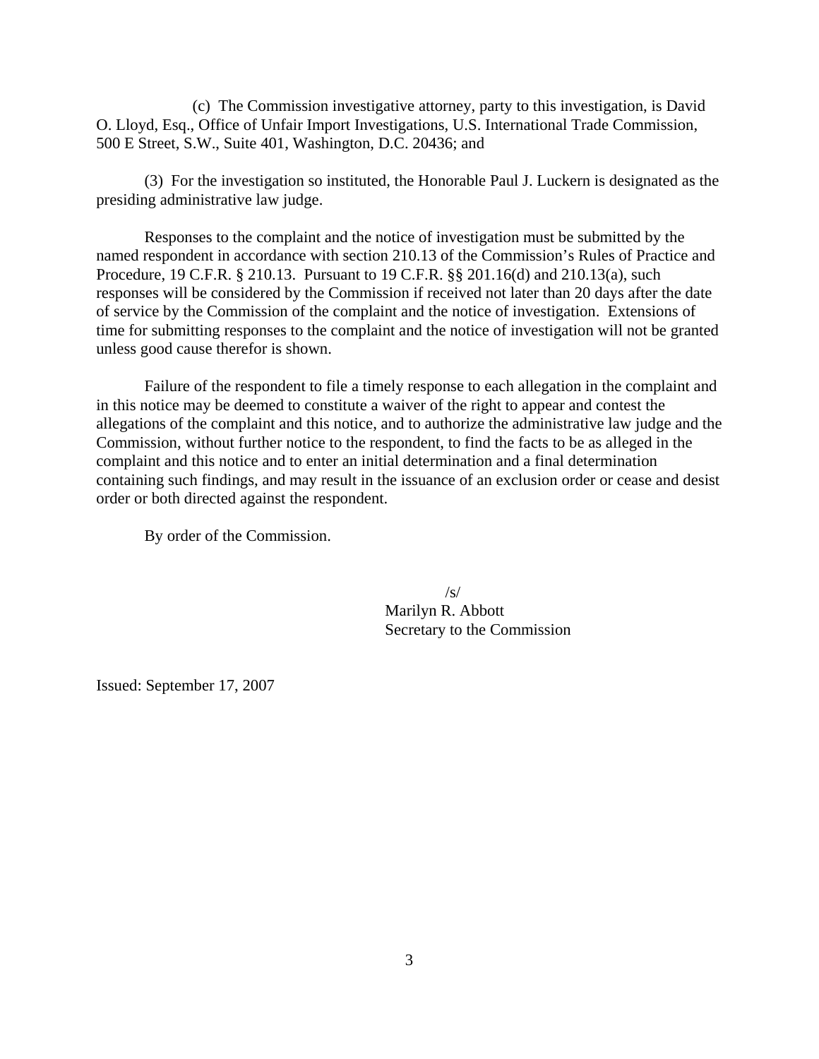(c) The Commission investigative attorney, party to this investigation, is David O. Lloyd, Esq., Office of Unfair Import Investigations, U.S. International Trade Commission, 500 E Street, S.W., Suite 401, Washington, D.C. 20436; and

(3) For the investigation so instituted, the Honorable Paul J. Luckern is designated as the presiding administrative law judge.

Responses to the complaint and the notice of investigation must be submitted by the named respondent in accordance with section 210.13 of the Commission's Rules of Practice and Procedure, 19 C.F.R. § 210.13. Pursuant to 19 C.F.R. §§ 201.16(d) and 210.13(a), such responses will be considered by the Commission if received not later than 20 days after the date of service by the Commission of the complaint and the notice of investigation. Extensions of time for submitting responses to the complaint and the notice of investigation will not be granted unless good cause therefor is shown.

Failure of the respondent to file a timely response to each allegation in the complaint and in this notice may be deemed to constitute a waiver of the right to appear and contest the allegations of the complaint and this notice, and to authorize the administrative law judge and the Commission, without further notice to the respondent, to find the facts to be as alleged in the complaint and this notice and to enter an initial determination and a final determination containing such findings, and may result in the issuance of an exclusion order or cease and desist order or both directed against the respondent.

By order of the Commission.

/s/
Marilyn R. Abbott
Secretary to the Commission

Issued: September 17, 2007